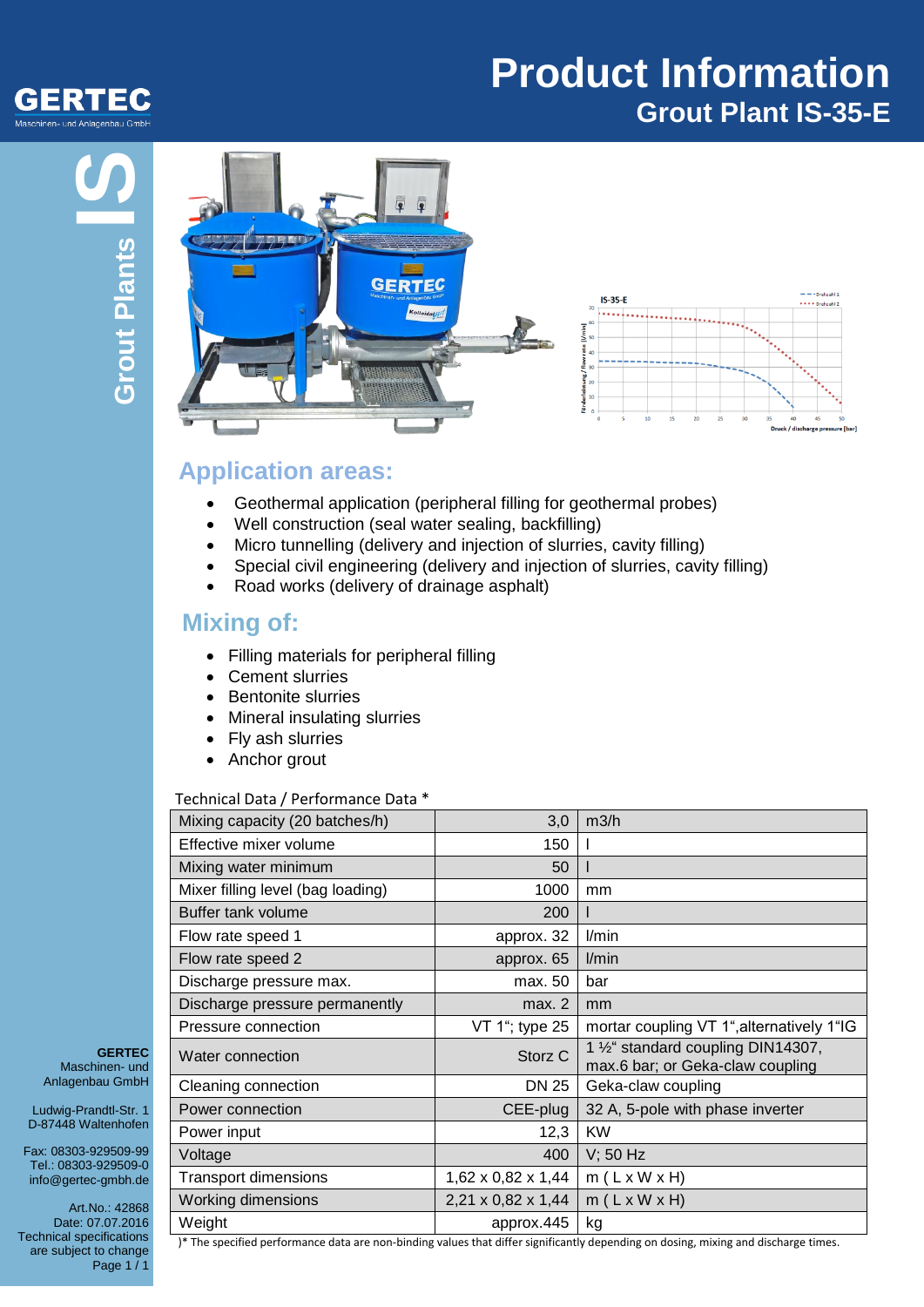# Product Information

## Grout Plant IS-35-E

GERTEC
Maschinen- und Anlagenbau GmbH

Grout Plants IS

## Application areas:

- Geothermal application (peripheral filling for geothermal probes)
- Well construction (seal water sealing, backfilling)
- Micro tunnelling (delivery and injection of slurries, cavity filling)
- Special civil engineering (delivery and injection of slurries, cavity filling)
- Road works (delivery of drainage asphalt)

## Mixing of:

- Filling materials for peripheral filling
- Cement slurries
- Bentonite slurries
- Mineral insulating slurries
- Fly ash slurries
- Anchor grout

Technical Data / Performance Data *

| Parameter | Value | Unit |
|---|---|---|
| Mixing capacity (20 batches/h) | 3,0 | m3/h |
| Effective mixer volume | 150 | l |
| Mixing water minimum | 50 | l |
| Mixer filling level (bag loading) | 1000 | mm |
| Buffer tank volume | 200 | l |
| Flow rate speed 1 | approx. 32 | l/min |
| Flow rate speed 2 | approx. 65 | l/min |
| Discharge pressure max. | max. 50 | bar |
| Discharge pressure permanently | max. 2 | mm |
| Pressure connection | VT 1"; type 25 | mortar coupling VT 1",alternatively 1"IG |
| Water connection | Storz C | 1 ½" standard coupling DIN14307, max.6 bar; or Geka-claw coupling |
| Cleaning connection | DN 25 | Geka-claw coupling |
| Power connection | CEE-plug | 32 A, 5-pole with phase inverter |
| Power input | 12,3 | KW |
| Voltage | 400 | V; 50 Hz |
| Transport dimensions | 1,62 x 0,82 x 1,44 | m ( L x W x H) |
| Working dimensions | 2,21 x 0,82 x 1,44 | m ( L x W x H) |
| Weight | approx.445 | kg |

)* The specified performance data are non-binding values that differ significantly depending on dosing, mixing and discharge times.

**GERTEC**
Maschinen- und Anlagenbau GmbH

Ludwig-Prandtl-Str. 1
D-87448 Waltenhofen

Fax: 08303-929509-99
Tel.: 08303-929509-0
info@gertec-gmbh.de

Art.No.: 42868
Date: 07.07.2016
Technical specifications are subject to change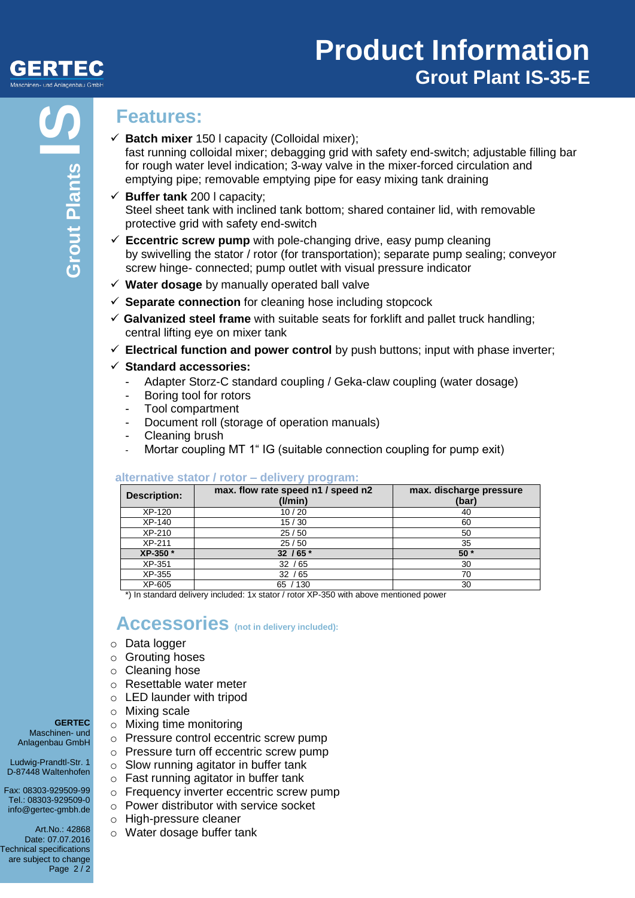# Product Information

## Grout Plant IS-35-E

## Features:

- ✓ **Batch mixer** 150 l capacity (Colloidal mixer);
  fast running colloidal mixer; debagging grid with safety end-switch; adjustable filling bar for rough water level indication; 3-way valve in the mixer-forced circulation and emptying pipe; removable emptying pipe for easy mixing tank draining
- ✓ **Buffer tank** 200 l capacity;
  Steel sheet tank with inclined tank bottom; shared container lid, with removable protective grid with safety end-switch
- ✓ **Eccentric screw pump** with pole-changing drive, easy pump cleaning by swivelling the stator / rotor (for transportation); separate pump sealing; conveyor screw hinge- connected; pump outlet with visual pressure indicator
- ✓ **Water dosage** by manually operated ball valve
- ✓ **Separate connection** for cleaning hose including stopcock
- ✓ **Galvanized steel frame** with suitable seats for forklift and pallet truck handling; central lifting eye on mixer tank
- ✓ **Electrical function and power control** by push buttons; input with phase inverter;
- ✓ **Standard accessories:**
  - Adapter Storz-C standard coupling / Geka-claw coupling (water dosage)
  - Boring tool for rotors
  - Tool compartment
  - Document roll (storage of operation manuals)
  - Cleaning brush
  - Mortar coupling MT 1" IG (suitable connection coupling for pump exit)

### alternative stator / rotor – delivery program:

| Description: | max. flow rate speed n1 / speed n2 (l/min) | max. discharge pressure (bar) |
|---|---|---|
| XP-120 | 10 / 20 | 40 |
| XP-140 | 15 / 30 | 60 |
| XP-210 | 25 / 50 | 50 |
| XP-211 | 25 / 50 | 35 |
| **XP-350 *** | **32 / 65 *** | **50 *** |
| XP-351 | 32 / 65 | 30 |
| XP-355 | 32 / 65 | 70 |
| XP-605 | 65 / 130 | 30 |

*) In standard delivery included: 1x stator / rotor XP-350 with above mentioned power

## Accessories (not in delivery included):

- Data logger
- Grouting hoses
- Cleaning hose
- Resettable water meter
- LED launder with tripod
- Mixing scale
- Mixing time monitoring
- Pressure control eccentric screw pump
- Pressure turn off eccentric screw pump
- Slow running agitator in buffer tank
- Fast running agitator in buffer tank
- Frequency inverter eccentric screw pump
- Power distributor with service socket
- High-pressure cleaner
- Water dosage buffer tank

**GERTEC**
Maschinen- und Anlagenbau GmbH

Ludwig-Prandtl-Str. 1
D-87448 Waltenhofen

Fax: 08303-929509-99
Tel.: 08303-929509-0
info@gertec-gmbh.de

Art.No.: 42868
Date: 07.07.2016
Technical specifications are subject to change